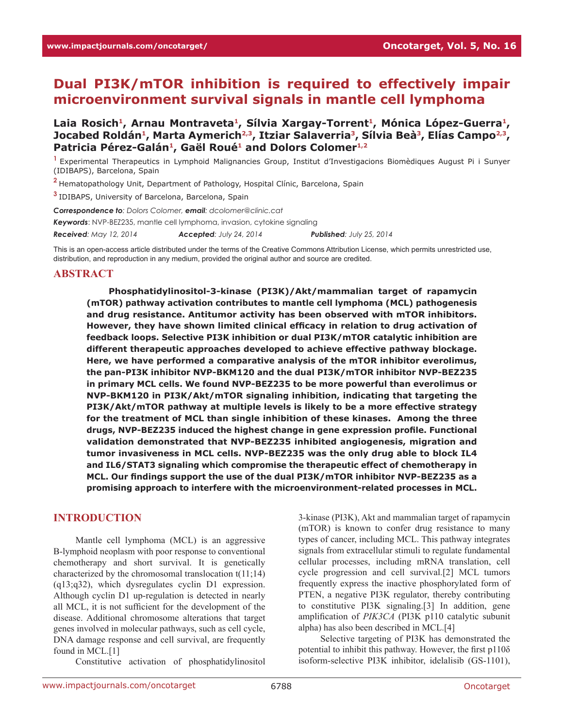# Dual PI3K/mTOR inhibition is required to effectively impair microenvironment survival signals in mantle cell lymphoma

**Laia Rosich[1], Arnau Montraveta[1], Sílvia Xargay-Torrent[1], Mónica López-Guerra[1], Jocabed Roldán[1], Marta Aymerich[2,3], Itziar Salaverria[3], Sílvia Beà[3], Elías Campo[2,3], Patricia Pérez-Galán[1], Gaël Roué[1] and Dolors Colomer[1,2]**

[1] Experimental Therapeutics in Lymphoid Malignancies Group, Institut d'Investigacions Biomèdiques August Pi i Sunyer (IDIBAPS), Barcelona, Spain

[2] Hematopathology Unit, Department of Pathology, Hospital Clínic, Barcelona, Spain

[3] IDIBAPS, University of Barcelona, Barcelona, Spain

***Correspondence to**: Dolors Colomer, **email**: dcolomer@clinic.cat*

***Keywords***: NVP-BEZ235, mantle cell lymphoma, invasion, cytokine signaling

***Received**: May 12, 2014* ***Accepted**: July 24, 2014* ***Published**: July 25, 2014*

This is an open-access article distributed under the terms of the Creative Commons Attribution License, which permits unrestricted use, distribution, and reproduction in any medium, provided the original author and source are credited.

## ABSTRACT

**Phosphatidylinositol-3-kinase (PI3K)/Akt/mammalian target of rapamycin (mTOR) pathway activation contributes to mantle cell lymphoma (MCL) pathogenesis and drug resistance. Antitumor activity has been observed with mTOR inhibitors. However, they have shown limited clinical efficacy in relation to drug activation of feedback loops. Selective PI3K inhibition or dual PI3K/mTOR catalytic inhibition are different therapeutic approaches developed to achieve effective pathway blockage. Here, we have performed a comparative analysis of the mTOR inhibitor everolimus, the pan-PI3K inhibitor NVP-BKM120 and the dual PI3K/mTOR inhibitor NVP-BEZ235 in primary MCL cells. We found NVP-BEZ235 to be more powerful than everolimus or NVP-BKM120 in PI3K/Akt/mTOR signaling inhibition, indicating that targeting the PI3K/Akt/mTOR pathway at multiple levels is likely to be a more effective strategy for the treatment of MCL than single inhibition of these kinases. Among the three drugs, NVP-BEZ235 induced the highest change in gene expression profile. Functional validation demonstrated that NVP-BEZ235 inhibited angiogenesis, migration and tumor invasiveness in MCL cells. NVP-BEZ235 was the only drug able to block IL4 and IL6/STAT3 signaling which compromise the therapeutic effect of chemotherapy in MCL. Our findings support the use of the dual PI3K/mTOR inhibitor NVP-BEZ235 as a promising approach to interfere with the microenvironment-related processes in MCL.**

## INTRODUCTION

Mantle cell lymphoma (MCL) is an aggressive B-lymphoid neoplasm with poor response to conventional chemotherapy and short survival. It is genetically characterized by the chromosomal translocation t(11;14)(q13;q32), which dysregulates cyclin D1 expression. Although cyclin D1 up-regulation is detected in nearly all MCL, it is not sufficient for the development of the disease. Additional chromosome alterations that target genes involved in molecular pathways, such as cell cycle, DNA damage response and cell survival, are frequently found in MCL.[1]

Constitutive activation of phosphatidylinositol 3-kinase (PI3K), Akt and mammalian target of rapamycin (mTOR) is known to confer drug resistance to many types of cancer, including MCL. This pathway integrates signals from extracellular stimuli to regulate fundamental cellular processes, including mRNA translation, cell cycle progression and cell survival.[2] MCL tumors frequently express the inactive phosphorylated form of PTEN, a negative PI3K regulator, thereby contributing to constitutive PI3K signaling.[3] In addition, gene amplification of *PIK3CA* (PI3K p110 catalytic subunit alpha) has also been described in MCL.[4]

Selective targeting of PI3K has demonstrated the potential to inhibit this pathway. However, the first p110δ isoform-selective PI3K inhibitor, idelalisib (GS-1101),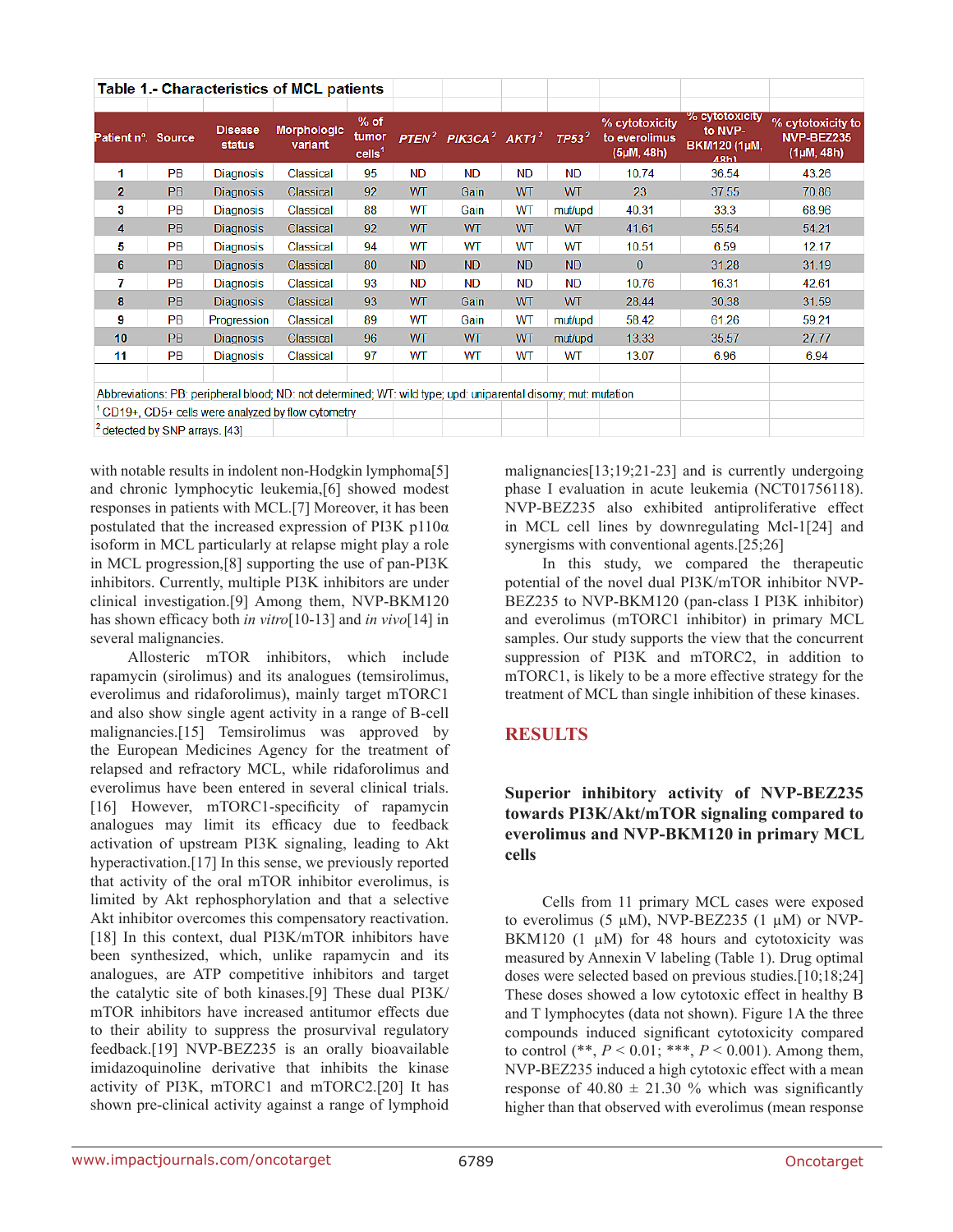**Table 1.- Characteristics of MCL patients**

| Patient nº. | Source | Disease status | Morphologic variant | % of tumor cells[1] | *PTEN*[2] | *PIK3CA*[2] | *AKT1*[2] | *TP53*[2] | % cytotoxicity to everolimus (5µM, 48h) | % cytotoxicity to NVP-BKM120 (1µM, 48h) | % cytotoxicity to NVP-BEZ235 (1µM, 48h) |
|---|---|---|---|---|---|---|---|---|---|---|---|
| 1 | PB | Diagnosis | Classical | 95 | ND | ND | ND | ND | 10.74 | 36.54 | 43.26 |
| 2 | PB | Diagnosis | Classical | 92 | WT | Gain | WT | WT | 23 | 37.55 | 70.86 |
| 3 | PB | Diagnosis | Classical | 88 | WT | Gain | WT | mut/upd | 40.31 | 33.3 | 68.96 |
| 4 | PB | Diagnosis | Classical | 92 | WT | WT | WT | WT | 41.61 | 55.54 | 54.21 |
| 5 | PB | Diagnosis | Classical | 94 | WT | WT | WT | WT | 10.51 | 6.59 | 12.17 |
| 6 | PB | Diagnosis | Classical | 80 | ND | ND | ND | ND | 0 | 31.28 | 31.19 |
| 7 | PB | Diagnosis | Classical | 93 | ND | ND | ND | ND | 10.76 | 16.31 | 42.61 |
| 8 | PB | Diagnosis | Classical | 93 | WT | Gain | WT | WT | 28.44 | 30.38 | 31.59 |
| 9 | PB | Progression | Classical | 89 | WT | Gain | WT | mut/upd | 58.42 | 61.26 | 59.21 |
| 10 | PB | Diagnosis | Classical | 96 | WT | WT | WT | mut/upd | 13.33 | 35.57 | 27.77 |
| 11 | PB | Diagnosis | Classical | 97 | WT | WT | WT | WT | 13.07 | 6.96 | 6.94 |

Abbreviations: PB: peripheral blood; ND: not determined; WT: wild type; upd: uniparental disomy; mut: mutation

[1] CD19+, CD5+ cells were analyzed by flow cytometry

[2] detected by SNP arrays. [43]

with notable results in indolent non-Hodgkin lymphoma[5] and chronic lymphocytic leukemia,[6] showed modest responses in patients with MCL.[7] Moreover, it has been postulated that the increased expression of PI3K p110α isoform in MCL particularly at relapse might play a role in MCL progression,[8] supporting the use of pan-PI3K inhibitors. Currently, multiple PI3K inhibitors are under clinical investigation.[9] Among them, NVP-BKM120 has shown efficacy both *in vitro*[10-13] and *in vivo*[14] in several malignancies.

Allosteric mTOR inhibitors, which include rapamycin (sirolimus) and its analogues (temsirolimus, everolimus and ridaforolimus), mainly target mTORC1 and also show single agent activity in a range of B-cell malignancies.[15] Temsirolimus was approved by the European Medicines Agency for the treatment of relapsed and refractory MCL, while ridaforolimus and everolimus have been entered in several clinical trials.[16] However, mTORC1-specificity of rapamycin analogues may limit its efficacy due to feedback activation of upstream PI3K signaling, leading to Akt hyperactivation.[17] In this sense, we previously reported that activity of the oral mTOR inhibitor everolimus, is limited by Akt rephosphorylation and that a selective Akt inhibitor overcomes this compensatory reactivation.[18] In this context, dual PI3K/mTOR inhibitors have been synthesized, which, unlike rapamycin and its analogues, are ATP competitive inhibitors and target the catalytic site of both kinases.[9] These dual PI3K/mTOR inhibitors have increased antitumor effects due to their ability to suppress the prosurvival regulatory feedback.[19] NVP-BEZ235 is an orally bioavailable imidazoquinoline derivative that inhibits the kinase activity of PI3K, mTORC1 and mTORC2.[20] It has shown pre-clinical activity against a range of lymphoid malignancies[13;19;21-23] and is currently undergoing phase I evaluation in acute leukemia (NCT01756118). NVP-BEZ235 also exhibited antiproliferative effect in MCL cell lines by downregulating Mcl-1[24] and synergisms with conventional agents.[25;26]

In this study, we compared the therapeutic potential of the novel dual PI3K/mTOR inhibitor NVP-BEZ235 to NVP-BKM120 (pan-class I PI3K inhibitor) and everolimus (mTORC1 inhibitor) in primary MCL samples. Our study supports the view that the concurrent suppression of PI3K and mTORC2, in addition to mTORC1, is likely to be a more effective strategy for the treatment of MCL than single inhibition of these kinases.

## RESULTS

### Superior inhibitory activity of NVP-BEZ235 towards PI3K/Akt/mTOR signaling compared to everolimus and NVP-BKM120 in primary MCL cells

Cells from 11 primary MCL cases were exposed to everolimus (5 µM), NVP-BEZ235 (1 µM) or NVP-BKM120 (1 µM) for 48 hours and cytotoxicity was measured by Annexin V labeling (Table 1). Drug optimal doses were selected based on previous studies.[10;18;24] These doses showed a low cytotoxic effect in healthy B and T lymphocytes (data not shown). Figure 1A the three compounds induced significant cytotoxicity compared to control (**, $P < 0.01$; ***, $P < 0.001$). Among them, NVP-BEZ235 induced a high cytotoxic effect with a mean response of 40.80 ± 21.30 % which was significantly higher than that observed with everolimus (mean response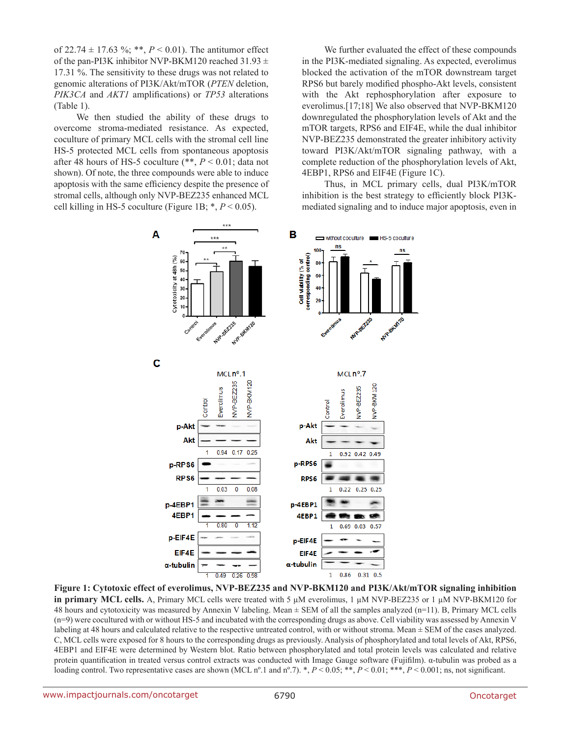of 22.74 ± 17.63 %; **, $P < 0.01$). The antitumor effect of the pan-PI3K inhibitor NVP-BKM120 reached 31.93 ± 17.31 %. The sensitivity to these drugs was not related to genomic alterations of PI3K/Akt/mTOR (*PTEN* deletion, *PIK3CA* and *AKT1* amplifications) or *TP53* alterations (Table 1).

We then studied the ability of these drugs to overcome stroma-mediated resistance. As expected, coculture of primary MCL cells with the stromal cell line HS-5 protected MCL cells from spontaneous apoptosis after 48 hours of HS-5 coculture (**, $P < 0.01$; data not shown). Of note, the three compounds were able to induce apoptosis with the same efficiency despite the presence of stromal cells, although only NVP-BEZ235 enhanced MCL cell killing in HS-5 coculture (Figure 1B; *, $P < 0.05$).

We further evaluated the effect of these compounds in the PI3K-mediated signaling. As expected, everolimus blocked the activation of the mTOR downstream target RPS6 but barely modified phospho-Akt levels, consistent with the Akt rephosphorylation after exposure to everolimus.[17;18] We also observed that NVP-BKM120 downregulated the phosphorylation levels of Akt and the mTOR targets, RPS6 and EIF4E, while the dual inhibitor NVP-BEZ235 demonstrated the greater inhibitory activity toward PI3K/Akt/mTOR signaling pathway, with a complete reduction of the phosphorylation levels of Akt, 4EBP1, RPS6 and EIF4E (Figure 1C).

Thus, in MCL primary cells, dual PI3K/mTOR inhibition is the best strategy to efficiently block PI3K-mediated signaling and to induce major apoptosis, even in

**Figure 1: Cytotoxic effect of everolimus, NVP-BEZ235 and NVP-BKM120 and PI3K/Akt/mTOR signaling inhibition in primary MCL cells.** A, Primary MCL cells were treated with 5 µM everolimus, 1 µM NVP-BEZ235 or 1 µM NVP-BKM120 for 48 hours and cytotoxicity was measured by Annexin V labeling. Mean ± SEM of all the samples analyzed (n=11). B, Primary MCL cells (n=9) were cocultured with or without HS-5 and incubated with the corresponding drugs as above. Cell viability was assessed by Annexin V labeling at 48 hours and calculated relative to the respective untreated control, with or without stroma. Mean ± SEM of the cases analyzed. C, MCL cells were exposed for 8 hours to the corresponding drugs as previously. Analysis of phosphorylated and total levels of Akt, RPS6, 4EBP1 and EIF4E were determined by Western blot. Ratio between phosphorylated and total protein levels was calculated and relative protein quantification in treated versus control extracts was conducted with Image Gauge software (Fujifilm). α-tubulin was probed as a loading control. Two representative cases are shown (MCL nº.1 and nº.7). *, $P < 0.05$; **, $P < 0.01$; ***, $P < 0.001$; ns, not significant.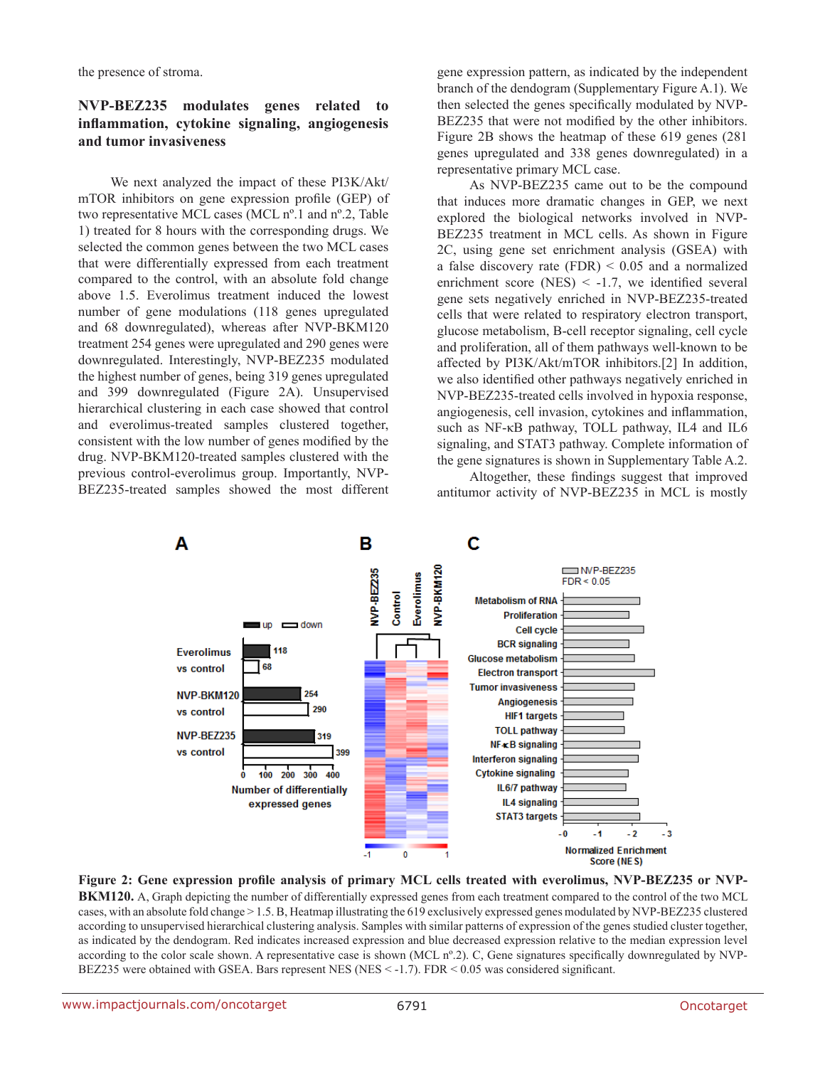the presence of stroma.

## NVP-BEZ235 modulates genes related to inflammation, cytokine signaling, angiogenesis and tumor invasiveness

We next analyzed the impact of these PI3K/Akt/mTOR inhibitors on gene expression profile (GEP) of two representative MCL cases (MCL nº.1 and nº.2, Table 1) treated for 8 hours with the corresponding drugs. We selected the common genes between the two MCL cases that were differentially expressed from each treatment compared to the control, with an absolute fold change above 1.5. Everolimus treatment induced the lowest number of gene modulations (118 genes upregulated and 68 downregulated), whereas after NVP-BKM120 treatment 254 genes were upregulated and 290 genes were downregulated. Interestingly, NVP-BEZ235 modulated the highest number of genes, being 319 genes upregulated and 399 downregulated (Figure 2A). Unsupervised hierarchical clustering in each case showed that control and everolimus-treated samples clustered together, consistent with the low number of genes modified by the drug. NVP-BKM120-treated samples clustered with the previous control-everolimus group. Importantly, NVP-BEZ235-treated samples showed the most different gene expression pattern, as indicated by the independent branch of the dendogram (Supplementary Figure A.1). We then selected the genes specifically modulated by NVP-BEZ235 that were not modified by the other inhibitors. Figure 2B shows the heatmap of these 619 genes (281 genes upregulated and 338 genes downregulated) in a representative primary MCL case.

As NVP-BEZ235 came out to be the compound that induces more dramatic changes in GEP, we next explored the biological networks involved in NVP-BEZ235 treatment in MCL cells. As shown in Figure 2C, using gene set enrichment analysis (GSEA) with a false discovery rate (FDR) < 0.05 and a normalized enrichment score (NES) < -1.7, we identified several gene sets negatively enriched in NVP-BEZ235-treated cells that were related to respiratory electron transport, glucose metabolism, B-cell receptor signaling, cell cycle and proliferation, all of them pathways well-known to be affected by PI3K/Akt/mTOR inhibitors.[2] In addition, we also identified other pathways negatively enriched in NVP-BEZ235-treated cells involved in hypoxia response, angiogenesis, cell invasion, cytokines and inflammation, such as NF-κB pathway, TOLL pathway, IL4 and IL6 signaling, and STAT3 pathway. Complete information of the gene signatures is shown in Supplementary Table A.2.

Altogether, these findings suggest that improved antitumor activity of NVP-BEZ235 in MCL is mostly

**Figure 2: Gene expression profile analysis of primary MCL cells treated with everolimus, NVP-BEZ235 or NVP-BKM120.** A, Graph depicting the number of differentially expressed genes from each treatment compared to the control of the two MCL cases, with an absolute fold change > 1.5. B, Heatmap illustrating the 619 exclusively expressed genes modulated by NVP-BEZ235 clustered according to unsupervised hierarchical clustering analysis. Samples with similar patterns of expression of the genes studied cluster together, as indicated by the dendogram. Red indicates increased expression and blue decreased expression relative to the median expression level according to the color scale shown. A representative case is shown (MCL nº.2). C, Gene signatures specifically downregulated by NVP-BEZ235 were obtained with GSEA. Bars represent NES (NES < -1.7). FDR < 0.05 was considered significant.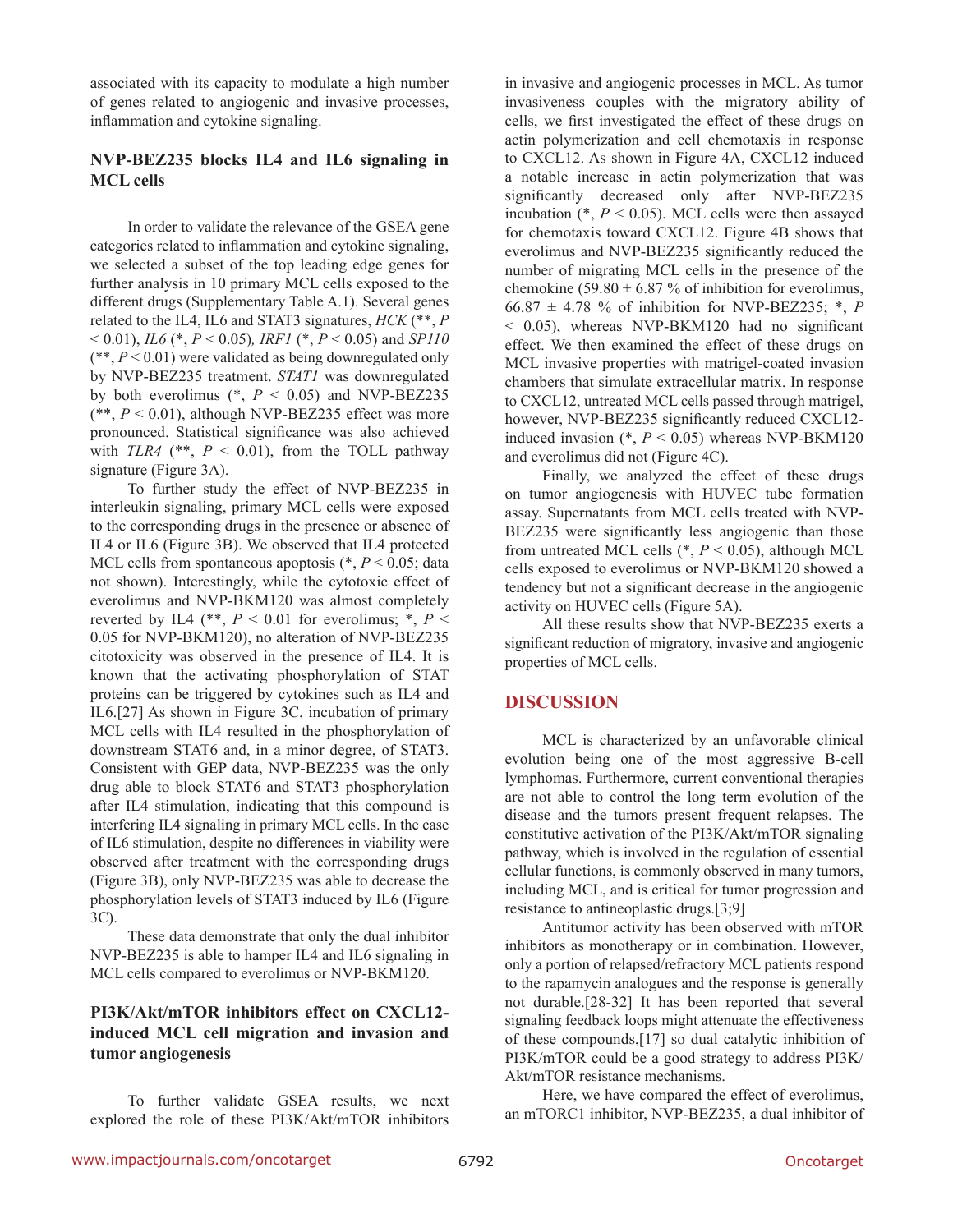associated with its capacity to modulate a high number of genes related to angiogenic and invasive processes, inflammation and cytokine signaling.

### NVP-BEZ235 blocks IL4 and IL6 signaling in MCL cells

In order to validate the relevance of the GSEA gene categories related to inflammation and cytokine signaling, we selected a subset of the top leading edge genes for further analysis in 10 primary MCL cells exposed to the different drugs (Supplementary Table A.1). Several genes related to the IL4, IL6 and STAT3 signatures, *HCK* (**, $P < 0.01$), *IL6* (*, $P < 0.05$), *IRF1* (*, $P < 0.05$) and *SP110* (**, $P < 0.01$) were validated as being downregulated only by NVP-BEZ235 treatment. *STAT1* was downregulated by both everolimus (*, $P < 0.05$) and NVP-BEZ235 (**, $P < 0.01$), although NVP-BEZ235 effect was more pronounced. Statistical significance was also achieved with *TLR4* (**, $P < 0.01$), from the TOLL pathway signature (Figure 3A).

To further study the effect of NVP-BEZ235 in interleukin signaling, primary MCL cells were exposed to the corresponding drugs in the presence or absence of IL4 or IL6 (Figure 3B). We observed that IL4 protected MCL cells from spontaneous apoptosis (*, $P < 0.05$; data not shown). Interestingly, while the cytotoxic effect of everolimus and NVP-BKM120 was almost completely reverted by IL4 (**, $P < 0.01$ for everolimus; *, $P < 0.05$ for NVP-BKM120), no alteration of NVP-BEZ235 citotoxicity was observed in the presence of IL4. It is known that the activating phosphorylation of STAT proteins can be triggered by cytokines such as IL4 and IL6.[27] As shown in Figure 3C, incubation of primary MCL cells with IL4 resulted in the phosphorylation of downstream STAT6 and, in a minor degree, of STAT3. Consistent with GEP data, NVP-BEZ235 was the only drug able to block STAT6 and STAT3 phosphorylation after IL4 stimulation, indicating that this compound is interfering IL4 signaling in primary MCL cells. In the case of IL6 stimulation, despite no differences in viability were observed after treatment with the corresponding drugs (Figure 3B), only NVP-BEZ235 was able to decrease the phosphorylation levels of STAT3 induced by IL6 (Figure 3C).

These data demonstrate that only the dual inhibitor NVP-BEZ235 is able to hamper IL4 and IL6 signaling in MCL cells compared to everolimus or NVP-BKM120.

### PI3K/Akt/mTOR inhibitors effect on CXCL12-induced MCL cell migration and invasion and tumor angiogenesis

To further validate GSEA results, we next explored the role of these PI3K/Akt/mTOR inhibitors in invasive and angiogenic processes in MCL. As tumor invasiveness couples with the migratory ability of cells, we first investigated the effect of these drugs on actin polymerization and cell chemotaxis in response to CXCL12. As shown in Figure 4A, CXCL12 induced a notable increase in actin polymerization that was significantly decreased only after NVP-BEZ235 incubation (*, $P < 0.05$). MCL cells were then assayed for chemotaxis toward CXCL12. Figure 4B shows that everolimus and NVP-BEZ235 significantly reduced the number of migrating MCL cells in the presence of the chemokine ($59.80 \pm 6.87$ % of inhibition for everolimus, $66.87 \pm 4.78$ % of inhibition for NVP-BEZ235; *, $P < 0.05$), whereas NVP-BKM120 had no significant effect. We then examined the effect of these drugs on MCL invasive properties with matrigel-coated invasion chambers that simulate extracellular matrix. In response to CXCL12, untreated MCL cells passed through matrigel, however, NVP-BEZ235 significantly reduced CXCL12-induced invasion (*, $P < 0.05$) whereas NVP-BKM120 and everolimus did not (Figure 4C).

Finally, we analyzed the effect of these drugs on tumor angiogenesis with HUVEC tube formation assay. Supernatants from MCL cells treated with NVP-BEZ235 were significantly less angiogenic than those from untreated MCL cells (*, $P < 0.05$), although MCL cells exposed to everolimus or NVP-BKM120 showed a tendency but not a significant decrease in the angiogenic activity on HUVEC cells (Figure 5A).

All these results show that NVP-BEZ235 exerts a significant reduction of migratory, invasive and angiogenic properties of MCL cells.

## DISCUSSION

MCL is characterized by an unfavorable clinical evolution being one of the most aggressive B-cell lymphomas. Furthermore, current conventional therapies are not able to control the long term evolution of the disease and the tumors present frequent relapses. The constitutive activation of the PI3K/Akt/mTOR signaling pathway, which is involved in the regulation of essential cellular functions, is commonly observed in many tumors, including MCL, and is critical for tumor progression and resistance to antineoplastic drugs.[3;9]

Antitumor activity has been observed with mTOR inhibitors as monotherapy or in combination. However, only a portion of relapsed/refractory MCL patients respond to the rapamycin analogues and the response is generally not durable.[28-32] It has been reported that several signaling feedback loops might attenuate the effectiveness of these compounds,[17] so dual catalytic inhibition of PI3K/mTOR could be a good strategy to address PI3K/Akt/mTOR resistance mechanisms.

Here, we have compared the effect of everolimus, an mTORC1 inhibitor, NVP-BEZ235, a dual inhibitor of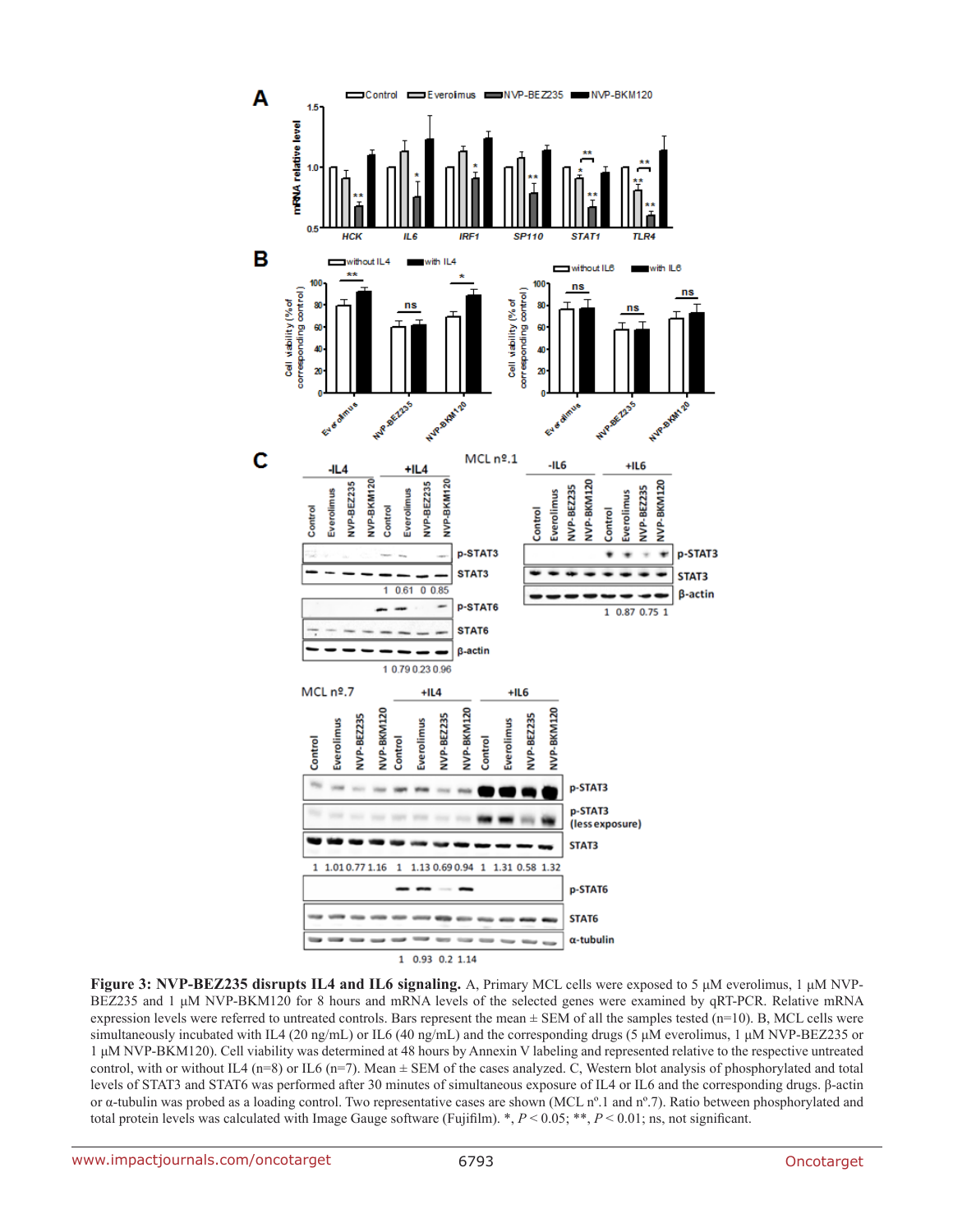**Figure 3: NVP-BEZ235 disrupts IL4 and IL6 signaling.** A, Primary MCL cells were exposed to 5 µM everolimus, 1 µM NVP-BEZ235 and 1 µM NVP-BKM120 for 8 hours and mRNA levels of the selected genes were examined by qRT-PCR. Relative mRNA expression levels were referred to untreated controls. Bars represent the mean ± SEM of all the samples tested (n=10). B, MCL cells were simultaneously incubated with IL4 (20 ng/mL) or IL6 (40 ng/mL) and the corresponding drugs (5 µM everolimus, 1 µM NVP-BEZ235 or 1 µM NVP-BKM120). Cell viability was determined at 48 hours by Annexin V labeling and represented relative to the respective untreated control, with or without IL4 (n=8) or IL6 (n=7). Mean ± SEM of the cases analyzed. C, Western blot analysis of phosphorylated and total levels of STAT3 and STAT6 after 30 minutes of simultaneous exposure of IL4 or IL6 and the corresponding drugs. β-actin or α-tubulin was probed as a loading control. Two representative cases are shown (MCL nº.1 and nº.7). Ratio between phosphorylated and total protein levels was calculated with Image Gauge software (Fujifilm). *, $P < 0.05$; **, $P < 0.01$; ns, not significant.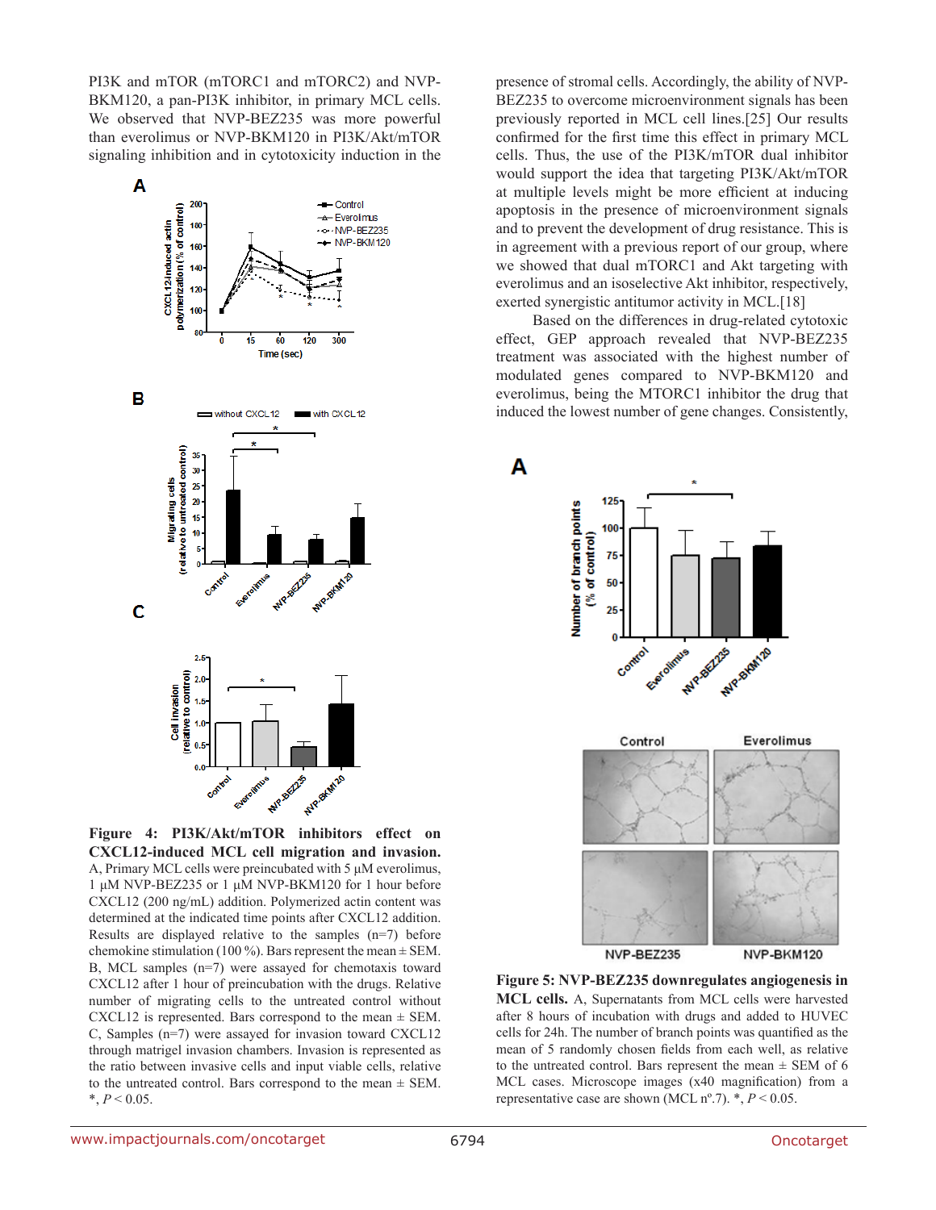PI3K and mTOR (mTORC1 and mTORC2) and NVP-BKM120, a pan-PI3K inhibitor, in primary MCL cells. We observed that NVP-BEZ235 was more powerful than everolimus or NVP-BKM120 in PI3K/Akt/mTOR signaling inhibition and in cytotoxicity induction in the presence of stromal cells. Accordingly, the ability of NVP-BEZ235 to overcome microenvironment signals has been previously reported in MCL cell lines.[25] Our results confirmed for the first time this effect in primary MCL cells. Thus, the use of the PI3K/mTOR dual inhibitor would support the idea that targeting PI3K/Akt/mTOR at multiple levels might be more efficient at inducing apoptosis in the presence of microenvironment signals and to prevent the development of drug resistance. This is in agreement with a previous report of our group, where we showed that dual mTORC1 and Akt targeting with everolimus and an isoselective Akt inhibitor, respectively, exerted synergistic antitumor activity in MCL.[18]

Based on the differences in drug-related cytotoxic effect, GEP approach revealed that NVP-BEZ235 treatment was associated with the highest number of modulated genes compared to NVP-BKM120 and everolimus, being the MTORC1 inhibitor the drug that induced the lowest number of gene changes. Consistently,

**Figure 4: PI3K/Akt/mTOR inhibitors effect on CXCL12-induced MCL cell migration and invasion.** A, Primary MCL cells were preincubated with 5 µM everolimus, 1 µM NVP-BEZ235 or 1 µM NVP-BKM120 for 1 hour before CXCL12 (200 ng/mL) addition. Polymerized actin content was determined at the indicated time points after CXCL12 addition. Results are displayed relative to the samples (n=7) before chemokine stimulation (100 %). Bars represent the mean ± SEM. B, MCL samples (n=7) were assayed for chemotaxis toward CXCL12 after 1 hour of preincubation with the drugs. Relative number of migrating cells to the untreated control without CXCL12 is represented. Bars correspond to the mean ± SEM. C, Samples (n=7) were assayed for invasion toward CXCL12 through matrigel invasion chambers. Invasion is represented as the ratio between invasive cells and input viable cells, relative to the untreated control. Bars correspond to the mean ± SEM. *, $P < 0.05$.

**Figure 5: NVP-BEZ235 downregulates angiogenesis in MCL cells.** A, Supernatants from MCL cells were harvested after 8 hours of incubation with drugs and added to HUVEC cells for 24h. The number of branch points was quantified as the mean of 5 randomly chosen fields from each well, as relative to the untreated control. Bars represent the mean ± SEM of 6 MCL cases. Microscope images (x40 magnification) from a representative case are shown (MCL nº.7). *, $P < 0.05$.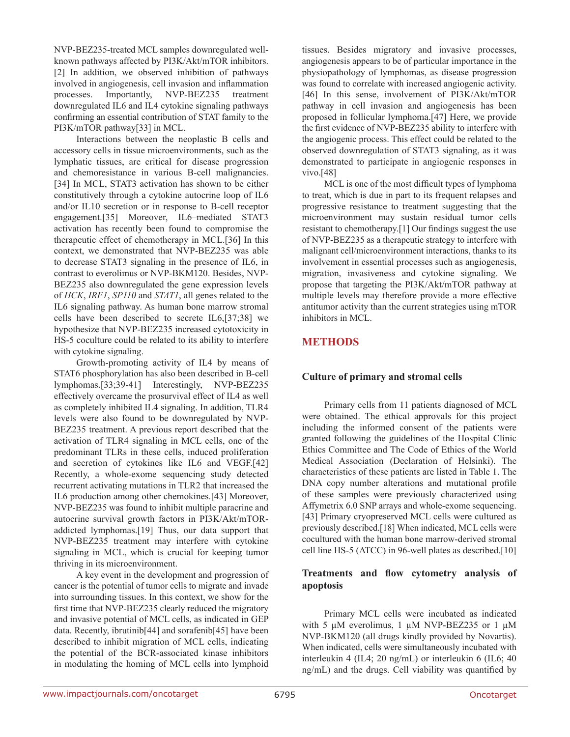NVP-BEZ235-treated MCL samples downregulated well-known pathways affected by PI3K/Akt/mTOR inhibitors.[2] In addition, we observed inhibition of pathways involved in angiogenesis, cell invasion and inflammation processes. Importantly, NVP-BEZ235 treatment downregulated IL6 and IL4 cytokine signaling pathways confirming an essential contribution of STAT family to the PI3K/mTOR pathway[33] in MCL.

Interactions between the neoplastic B cells and accessory cells in tissue microenvironments, such as the lymphatic tissues, are critical for disease progression and chemoresistance in various B-cell malignancies.[34] In MCL, STAT3 activation has shown to be either constitutively through a cytokine autocrine loop of IL6 and/or IL10 secretion or in response to B-cell receptor engagement.[35] Moreover, IL6–mediated STAT3 activation has recently been found to compromise the therapeutic effect of chemotherapy in MCL.[36] In this context, we demonstrated that NVP-BEZ235 was able to decrease STAT3 signaling in the presence of IL6, in contrast to everolimus or NVP-BKM120. Besides, NVP-BEZ235 also downregulated the gene expression levels of *HCK*, *IRF1*, *SP110* and *STAT1*, all genes related to the IL6 signaling pathway. As human bone marrow stromal cells have been described to secrete IL6,[37;38] we hypothesize that NVP-BEZ235 increased cytotoxicity in HS-5 coculture could be related to its ability to interfere with cytokine signaling.

Growth-promoting activity of IL4 by means of STAT6 phosphorylation has also been described in B-cell lymphomas.[33;39-41] Interestingly, NVP-BEZ235 effectively overcame the prosurvival effect of IL4 as well as completely inhibited IL4 signaling. In addition, TLR4 levels were also found to be downregulated by NVP-BEZ235 treatment. A previous report described that the activation of TLR4 signaling in MCL cells, one of the predominant TLRs in these cells, induced proliferation and secretion of cytokines like IL6 and VEGF.[42] Recently, a whole-exome sequencing study detected recurrent activating mutations in TLR2 that increased the IL6 production among other chemokines.[43] Moreover, NVP-BEZ235 was found to inhibit multiple paracrine and autocrine survival growth factors in PI3K/Akt/mTOR-addicted lymphomas.[19] Thus, our data support that NVP-BEZ235 treatment may interfere with cytokine signaling in MCL, which is crucial for keeping tumor thriving in its microenvironment.

A key event in the development and progression of cancer is the potential of tumor cells to migrate and invade into surrounding tissues. In this context, we show for the first time that NVP-BEZ235 clearly reduced the migratory and invasive potential of MCL cells, as indicated in GEP data. Recently, ibrutinib[44] and sorafenib[45] have been described to inhibit migration of MCL cells, indicating the potential of the BCR-associated kinase inhibitors in modulating the homing of MCL cells into lymphoid tissues. Besides migratory and invasive processes, angiogenesis appears to be of particular importance in the physiopathology of lymphomas, as disease progression was found to correlate with increased angiogenic activity.[46] In this sense, involvement of PI3K/Akt/mTOR pathway in cell invasion and angiogenesis has been proposed in follicular lymphoma.[47] Here, we provide the first evidence of NVP-BEZ235 ability to interfere with the angiogenic process. This effect could be related to the observed downregulation of STAT3 signaling, as it was demonstrated to participate in angiogenic responses in vivo.[48]

MCL is one of the most difficult types of lymphoma to treat, which is due in part to its frequent relapses and progressive resistance to treatment suggesting that the microenvironment may sustain residual tumor cells resistant to chemotherapy.[1] Our findings suggest the use of NVP-BEZ235 as a therapeutic strategy to interfere with malignant cell/microenvironment interactions, thanks to its involvement in essential processes such as angiogenesis, migration, invasiveness and cytokine signaling. We propose that targeting the PI3K/Akt/mTOR pathway at multiple levels may therefore provide a more effective antitumor activity than the current strategies using mTOR inhibitors in MCL.

## METHODS

### Culture of primary and stromal cells

Primary cells from 11 patients diagnosed of MCL were obtained. The ethical approvals for this project including the informed consent of the patients were granted following the guidelines of the Hospital Clínic Ethics Committee and The Code of Ethics of the World Medical Association (Declaration of Helsinki). The characteristics of these patients are listed in Table 1. The DNA copy number alterations and mutational profile of these samples were previously characterized using Affymetrix 6.0 SNP arrays and whole-exome sequencing.[43] Primary cryopreserved MCL cells were cultured as previously described.[18] When indicated, MCL cells were cocultured with the human bone marrow-derived stromal cell line HS-5 (ATCC) in 96-well plates as described.[10]

### Treatments and flow cytometry analysis of apoptosis

Primary MCL cells were incubated as indicated with 5 μM everolimus, 1 μM NVP-BEZ235 or 1 μM NVP-BKM120 (all drugs kindly provided by Novartis). When indicated, cells were simultaneously incubated with interleukin 4 (IL4; 20 ng/mL) or interleukin 6 (IL6; 40 ng/mL) and the drugs. Cell viability was quantified by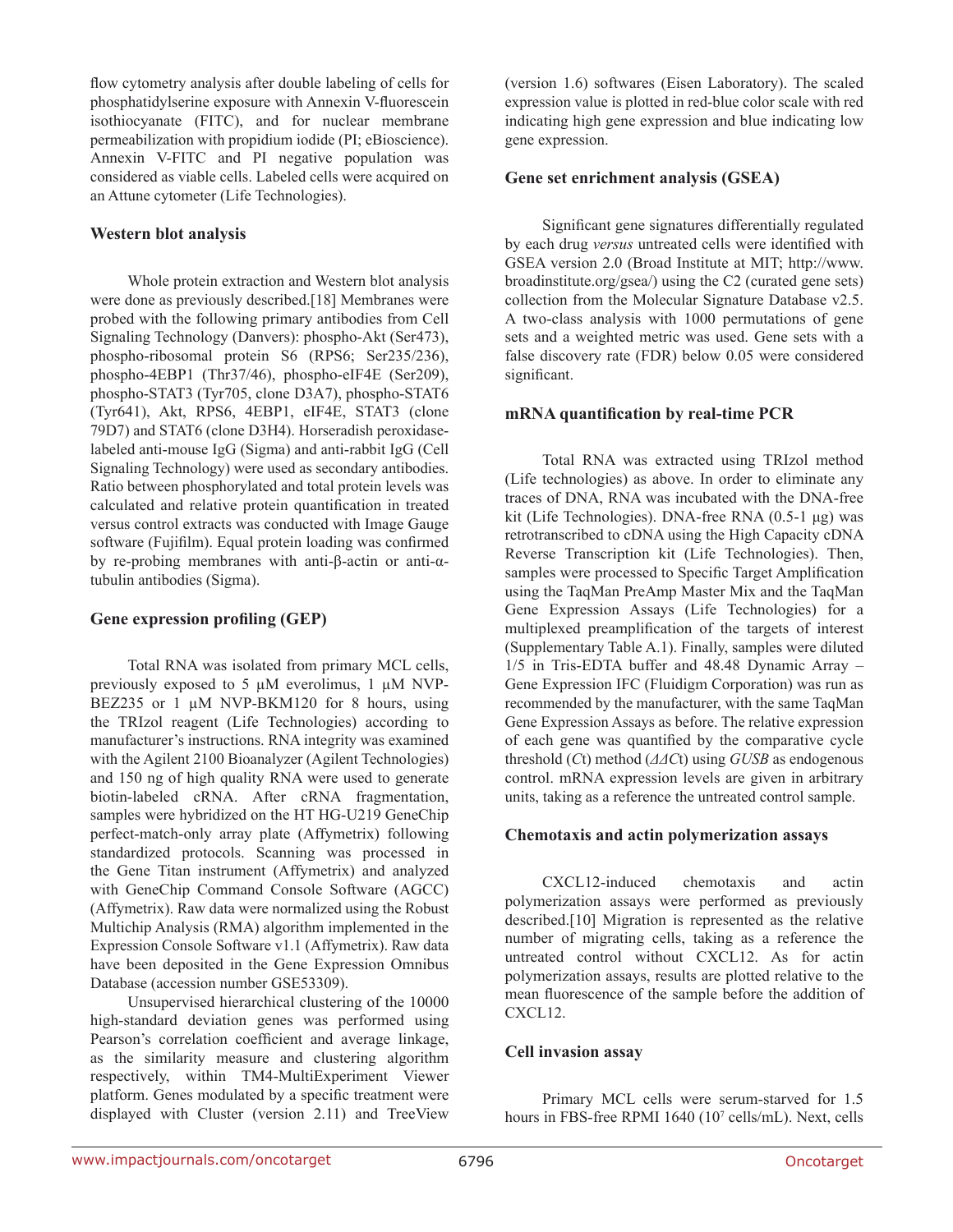flow cytometry analysis after double labeling of cells for phosphatidylserine exposure with Annexin V-fluorescein isothiocyanate (FITC), and for nuclear membrane permeabilization with propidium iodide (PI; eBioscience). Annexin V-FITC and PI negative population was considered as viable cells. Labeled cells were acquired on an Attune cytometer (Life Technologies).

### Western blot analysis

Whole protein extraction and Western blot analysis were done as previously described.[18] Membranes were probed with the following primary antibodies from Cell Signaling Technology (Danvers): phospho-Akt (Ser473), phospho-ribosomal protein S6 (RPS6; Ser235/236), phospho-4EBP1 (Thr37/46), phospho-eIF4E (Ser209), phospho-STAT3 (Tyr705, clone D3A7), phospho-STAT6 (Tyr641), Akt, RPS6, 4EBP1, eIF4E, STAT3 (clone 79D7) and STAT6 (clone D3H4). Horseradish peroxidase-labeled anti-mouse IgG (Sigma) and anti-rabbit IgG (Cell Signaling Technology) were used as secondary antibodies. Ratio between phosphorylated and total protein levels was calculated and relative protein quantification in treated versus control extracts was conducted with Image Gauge software (Fujifilm). Equal protein loading was confirmed by re-probing membranes with anti-β-actin or anti-α-tubulin antibodies (Sigma).

### Gene expression profiling (GEP)

Total RNA was isolated from primary MCL cells, previously exposed to 5 μM everolimus, 1 μM NVP-BEZ235 or 1 μM NVP-BKM120 for 8 hours, using the TRIzol reagent (Life Technologies) according to manufacturer's instructions. RNA integrity was examined with the Agilent 2100 Bioanalyzer (Agilent Technologies) and 150 ng of high quality RNA were used to generate biotin-labeled cRNA. After cRNA fragmentation, samples were hybridized on the HT HG-U219 GeneChip perfect-match-only array plate (Affymetrix) following standardized protocols. Scanning was processed in the Gene Titan instrument (Affymetrix) and analyzed with GeneChip Command Console Software (AGCC) (Affymetrix). Raw data were normalized using the Robust Multichip Analysis (RMA) algorithm implemented in the Expression Console Software v1.1 (Affymetrix). Raw data have been deposited in the Gene Expression Omnibus Database (accession number GSE53309).

Unsupervised hierarchical clustering of the 10000 high-standard deviation genes was performed using Pearson's correlation coefficient and average linkage, as the similarity measure and clustering algorithm respectively, within TM4-MultiExperiment Viewer platform. Genes modulated by a specific treatment were displayed with Cluster (version 2.11) and TreeView (version 1.6) softwares (Eisen Laboratory). The scaled expression value is plotted in red-blue color scale with red indicating high gene expression and blue indicating low gene expression.

### Gene set enrichment analysis (GSEA)

Significant gene signatures differentially regulated by each drug *versus* untreated cells were identified with GSEA version 2.0 (Broad Institute at MIT; http://www.broadinstitute.org/gsea/) using the C2 (curated gene sets) collection from the Molecular Signature Database v2.5. A two-class analysis with 1000 permutations of gene sets and a weighted metric was used. Gene sets with a false discovery rate (FDR) below 0.05 were considered significant.

### mRNA quantification by real-time PCR

Total RNA was extracted using TRIzol method (Life technologies) as above. In order to eliminate any traces of DNA, RNA was incubated with the DNA-free kit (Life Technologies). DNA-free RNA (0.5-1 μg) was retrotranscribed to cDNA using the High Capacity cDNA Reverse Transcription kit (Life Technologies). Then, samples were processed to Specific Target Amplification using the TaqMan PreAmp Master Mix and the TaqMan Gene Expression Assays (Life Technologies) for a multiplexed preamplification of the targets of interest (Supplementary Table A.1). Finally, samples were diluted 1/5 in Tris-EDTA buffer and 48.48 Dynamic Array – Gene Expression IFC (Fluidigm Corporation) was run as recommended by the manufacturer, with the same TaqMan Gene Expression Assays as before. The relative expression of each gene was quantified by the comparative cycle threshold (*C*t) method (*ΔΔC*t) using *GUSB* as endogenous control. mRNA expression levels are given in arbitrary units, taking as a reference the untreated control sample.

### Chemotaxis and actin polymerization assays

CXCL12-induced chemotaxis and actin polymerization assays were performed as previously described.[10] Migration is represented as the relative number of migrating cells, taking as a reference the untreated control without CXCL12. As for actin polymerization assays, results are plotted relative to the mean fluorescence of the sample before the addition of CXCL12.

### Cell invasion assay

Primary MCL cells were serum-starved for 1.5 hours in FBS-free RPMI 1640 ($10^7$ cells/mL). Next, cells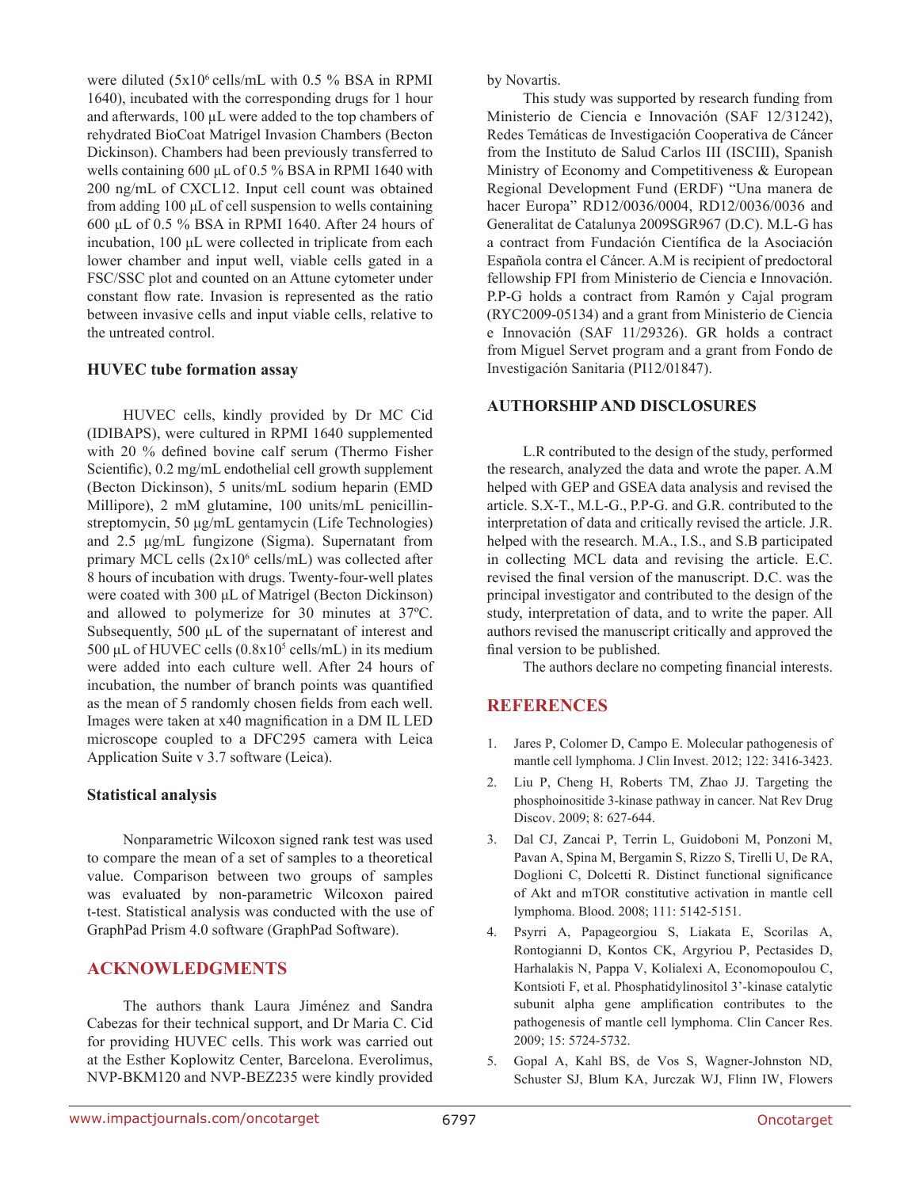were diluted ($5x10^6$ cells/mL with 0.5 % BSA in RPMI 1640), incubated with the corresponding drugs for 1 hour and afterwards, 100 µL were added to the top chambers of rehydrated BioCoat Matrigel Invasion Chambers (Becton Dickinson). Chambers had been previously transferred to wells containing 600 µL of 0.5 % BSA in RPMI 1640 with 200 ng/mL of CXCL12. Input cell count was obtained from adding 100 µL of cell suspension to wells containing 600 µL of 0.5 % BSA in RPMI 1640. After 24 hours of incubation, 100 µL were collected in triplicate from each lower chamber and input well, viable cells gated in a FSC/SSC plot and counted on an Attune cytometer under constant flow rate. Invasion is represented as the ratio between invasive cells and input viable cells, relative to the untreated control.

### HUVEC tube formation assay

HUVEC cells, kindly provided by Dr MC Cid (IDIBAPS), were cultured in RPMI 1640 supplemented with 20 % defined bovine calf serum (Thermo Fisher Scientific), 0.2 mg/mL endothelial cell growth supplement (Becton Dickinson), 5 units/mL sodium heparin (EMD Millipore), 2 mM glutamine, 100 units/mL penicillin-streptomycin, 50 µg/mL gentamycin (Life Technologies) and 2.5 µg/mL fungizone (Sigma). Supernatant from primary MCL cells ($2x10^6$ cells/mL) was collected after 8 hours of incubation with drugs. Twenty-four-well plates were coated with 300 µL of Matrigel (Becton Dickinson) and allowed to polymerize for 30 minutes at 37ºC. Subsequently, 500 µL of the supernatant of interest and 500 µL of HUVEC cells ($0.8x10^5$ cells/mL) in its medium were added into each culture well. After 24 hours of incubation, the number of branch points was quantified as the mean of 5 randomly chosen fields from each well. Images were taken at x40 magnification in a DM IL LED microscope coupled to a DFC295 camera with Leica Application Suite v 3.7 software (Leica).

### Statistical analysis

Nonparametric Wilcoxon signed rank test was used to compare the mean of a set of samples to a theoretical value. Comparison between two groups of samples was evaluated by non-parametric Wilcoxon paired t-test. Statistical analysis was conducted with the use of GraphPad Prism 4.0 software (GraphPad Software).

## ACKNOWLEDGMENTS

The authors thank Laura Jiménez and Sandra Cabezas for their technical support, and Dr Maria C. Cid for providing HUVEC cells. This work was carried out at the Esther Koplowitz Center, Barcelona. Everolimus, NVP-BKM120 and NVP-BEZ235 were kindly provided by Novartis.

This study was supported by research funding from Ministerio de Ciencia e Innovación (SAF 12/31242), Redes Temáticas de Investigación Cooperativa de Cáncer from the Instituto de Salud Carlos III (ISCIII), Spanish Ministry of Economy and Competitiveness & European Regional Development Fund (ERDF) "Una manera de hacer Europa" RD12/0036/0004, RD12/0036/0036 and Generalitat de Catalunya 2009SGR967 (D.C). M.L-G has a contract from Fundación Científica de la Asociación Española contra el Cáncer. A.M is recipient of predoctoral fellowship FPI from Ministerio de Ciencia e Innovación. P.P-G holds a contract from Ramón y Cajal program (RYC2009-05134) and a grant from Ministerio de Ciencia e Innovación (SAF 11/29326). GR holds a contract from Miguel Servet program and a grant from Fondo de Investigación Sanitaria (PI12/01847).

## AUTHORSHIP AND DISCLOSURES

L.R contributed to the design of the study, performed the research, analyzed the data and wrote the paper. A.M helped with GEP and GSEA data analysis and revised the article. S.X-T., M.L-G., P.P-G. and G.R. contributed to the interpretation of data and critically revised the article. J.R. helped with the research. M.A., I.S., and S.B participated in collecting MCL data and revising the article. E.C. revised the final version of the manuscript. D.C. was the principal investigator and contributed to the design of the study, interpretation of data, and to write the paper. All authors revised the manuscript critically and approved the final version to be published.

The authors declare no competing financial interests.

## REFERENCES

1. Jares P, Colomer D, Campo E. Molecular pathogenesis of mantle cell lymphoma. J Clin Invest. 2012; 122: 3416-3423.
2. Liu P, Cheng H, Roberts TM, Zhao JJ. Targeting the phosphoinositide 3-kinase pathway in cancer. Nat Rev Drug Discov. 2009; 8: 627-644.
3. Dal CJ, Zancai P, Terrin L, Guidoboni M, Ponzoni M, Pavan A, Spina M, Bergamin S, Rizzo S, Tirelli U, De RA, Doglioni C, Dolcetti R. Distinct functional significance of Akt and mTOR constitutive activation in mantle cell lymphoma. Blood. 2008; 111: 5142-5151.
4. Psyrri A, Papageorgiou S, Liakata E, Scorilas A, Rontogianni D, Kontos CK, Argyriou P, Pectasides D, Harhalakis N, Pappa V, Kolialexi A, Economopoulou C, Kontsioti F, et al. Phosphatidylinositol 3'-kinase catalytic subunit alpha gene amplification contributes to the pathogenesis of mantle cell lymphoma. Clin Cancer Res. 2009; 15: 5724-5732.
5. Gopal A, Kahl BS, de Vos S, Wagner-Johnston ND, Schuster SJ, Blum KA, Jurczak WJ, Flinn IW, Flowers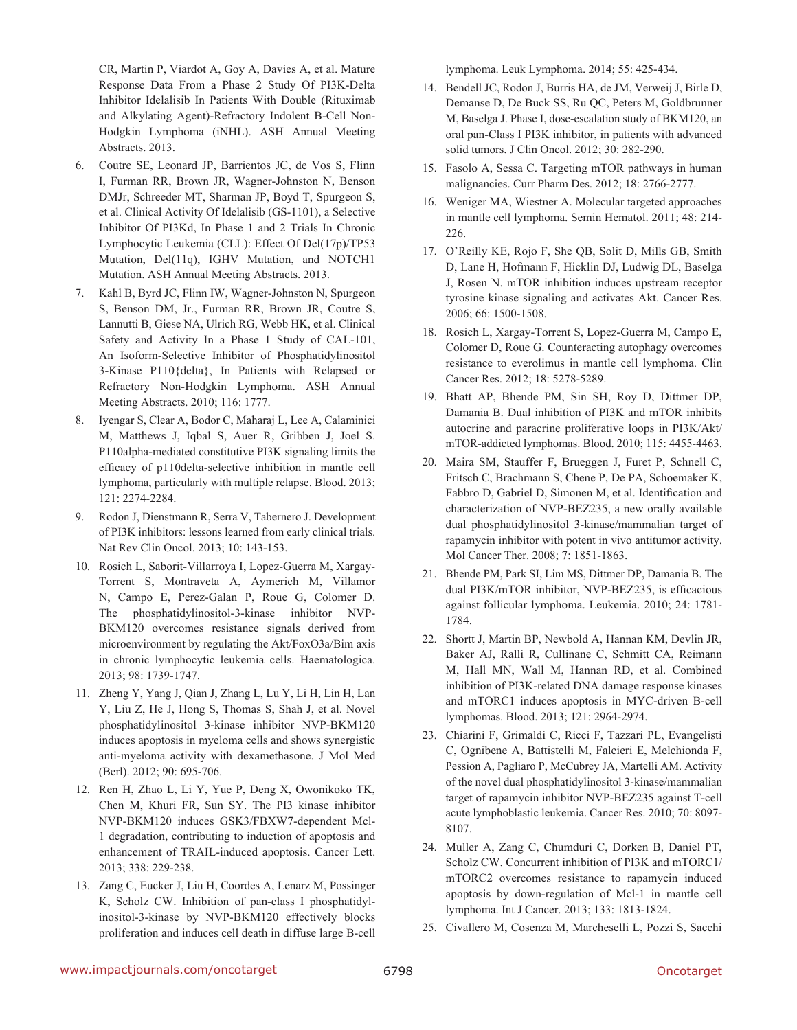CR, Martin P, Viardot A, Goy A, Davies A, et al. Mature Response Data From a Phase 2 Study Of PI3K-Delta Inhibitor Idelalisib In Patients With Double (Rituximab and Alkylating Agent)-Refractory Indolent B-Cell Non-Hodgkin Lymphoma (iNHL). ASH Annual Meeting Abstracts. 2013.

6. Coutre SE, Leonard JP, Barrientos JC, de Vos S, Flinn I, Furman RR, Brown JR, Wagner-Johnston N, Benson DMJr, Schreeder MT, Sharman JP, Boyd T, Spurgeon S, et al. Clinical Activity Of Idelalisib (GS-1101), a Selective Inhibitor Of PI3Kd, In Phase 1 and 2 Trials In Chronic Lymphocytic Leukemia (CLL): Effect Of Del(17p)/TP53 Mutation, Del(11q), IGHV Mutation, and NOTCH1 Mutation. ASH Annual Meeting Abstracts. 2013.

7. Kahl B, Byrd JC, Flinn IW, Wagner-Johnston N, Spurgeon S, Benson DM, Jr., Furman RR, Brown JR, Coutre S, Lannutti B, Giese NA, Ulrich RG, Webb HK, et al. Clinical Safety and Activity In a Phase 1 Study of CAL-101, An Isoform-Selective Inhibitor of Phosphatidylinositol 3-Kinase P110{delta}, In Patients with Relapsed or Refractory Non-Hodgkin Lymphoma. ASH Annual Meeting Abstracts. 2010; 116: 1777.

8. Iyengar S, Clear A, Bodor C, Maharaj L, Lee A, Calaminici M, Matthews J, Iqbal S, Auer R, Gribben J, Joel S. P110alpha-mediated constitutive PI3K signaling limits the efficacy of p110delta-selective inhibition in mantle cell lymphoma, particularly with multiple relapse. Blood. 2013; 121: 2274-2284.

9. Rodon J, Dienstmann R, Serra V, Tabernero J. Development of PI3K inhibitors: lessons learned from early clinical trials. Nat Rev Clin Oncol. 2013; 10: 143-153.

10. Rosich L, Saborit-Villarroya I, Lopez-Guerra M, Xargay-Torrent S, Montraveta A, Aymerich M, Villamor N, Campo E, Perez-Galan P, Roue G, Colomer D. The phosphatidylinositol-3-kinase inhibitor NVP-BKM120 overcomes resistance signals derived from microenvironment by regulating the Akt/FoxO3a/Bim axis in chronic lymphocytic leukemia cells. Haematologica. 2013; 98: 1739-1747.

11. Zheng Y, Yang J, Qian J, Zhang L, Lu Y, Li H, Lin H, Lan Y, Liu Z, He J, Hong S, Thomas S, Shah J, et al. Novel phosphatidylinositol 3-kinase inhibitor NVP-BKM120 induces apoptosis in myeloma cells and shows synergistic anti-myeloma activity with dexamethasone. J Mol Med (Berl). 2012; 90: 695-706.

12. Ren H, Zhao L, Li Y, Yue P, Deng X, Owonikoko TK, Chen M, Khuri FR, Sun SY. The PI3 kinase inhibitor NVP-BKM120 induces GSK3/FBXW7-dependent Mcl-1 degradation, contributing to induction of apoptosis and enhancement of TRAIL-induced apoptosis. Cancer Lett. 2013; 338: 229-238.

13. Zang C, Eucker J, Liu H, Coordes A, Lenarz M, Possinger K, Scholz CW. Inhibition of pan-class I phosphatidyl-inositol-3-kinase by NVP-BKM120 effectively blocks proliferation and induces cell death in diffuse large B-cell lymphoma. Leuk Lymphoma. 2014; 55: 425-434.

14. Bendell JC, Rodon J, Burris HA, de JM, Verweij J, Birle D, Demanse D, De Buck SS, Ru QC, Peters M, Goldbrunner M, Baselga J. Phase I, dose-escalation study of BKM120, an oral pan-Class I PI3K inhibitor, in patients with advanced solid tumors. J Clin Oncol. 2012; 30: 282-290.

15. Fasolo A, Sessa C. Targeting mTOR pathways in human malignancies. Curr Pharm Des. 2012; 18: 2766-2777.

16. Weniger MA, Wiestner A. Molecular targeted approaches in mantle cell lymphoma. Semin Hematol. 2011; 48: 214-226.

17. O'Reilly KE, Rojo F, She QB, Solit D, Mills GB, Smith D, Lane H, Hofmann F, Hicklin DJ, Ludwig DL, Baselga J, Rosen N. mTOR inhibition induces upstream receptor tyrosine kinase signaling and activates Akt. Cancer Res. 2006; 66: 1500-1508.

18. Rosich L, Xargay-Torrent S, Lopez-Guerra M, Campo E, Colomer D, Roue G. Counteracting autophagy overcomes resistance to everolimus in mantle cell lymphoma. Clin Cancer Res. 2012; 18: 5278-5289.

19. Bhatt AP, Bhende PM, Sin SH, Roy D, Dittmer DP, Damania B. Dual inhibition of PI3K and mTOR inhibits autocrine and paracrine proliferative loops in PI3K/Akt/mTOR-addicted lymphomas. Blood. 2010; 115: 4455-4463.

20. Maira SM, Stauffer F, Brueggen J, Furet P, Schnell C, Fritsch C, Brachmann S, Chene P, De PA, Schoemaker K, Fabbro D, Gabriel D, Simonen M, et al. Identification and characterization of NVP-BEZ235, a new orally available dual phosphatidylinositol 3-kinase/mammalian target of rapamycin inhibitor with potent in vivo antitumor activity. Mol Cancer Ther. 2008; 7: 1851-1863.

21. Bhende PM, Park SI, Lim MS, Dittmer DP, Damania B. The dual PI3K/mTOR inhibitor, NVP-BEZ235, is efficacious against follicular lymphoma. Leukemia. 2010; 24: 1781-1784.

22. Shortt J, Martin BP, Newbold A, Hannan KM, Devlin JR, Baker AJ, Ralli R, Cullinane C, Schmitt CA, Reimann M, Hall MN, Wall M, Hannan RD, et al. Combined inhibition of PI3K-related DNA damage response kinases and mTORC1 induces apoptosis in MYC-driven B-cell lymphomas. Blood. 2013; 121: 2964-2974.

23. Chiarini F, Grimaldi C, Ricci F, Tazzari PL, Evangelisti C, Ognibene A, Battistelli M, Falcieri E, Melchionda F, Pession A, Pagliaro P, McCubrey JA, Martelli AM. Activity of the novel dual phosphatidylinositol 3-kinase/mammalian target of rapamycin inhibitor NVP-BEZ235 against T-cell acute lymphoblastic leukemia. Cancer Res. 2010; 70: 8097-8107.

24. Muller A, Zang C, Chumduri C, Dorken B, Daniel PT, Scholz CW. Concurrent inhibition of PI3K and mTORC1/mTORC2 overcomes resistance to rapamycin induced apoptosis by down-regulation of Mcl-1 in mantle cell lymphoma. Int J Cancer. 2013; 133: 1813-1824.

25. Civallero M, Cosenza M, Marcheselli L, Pozzi S, Sacchi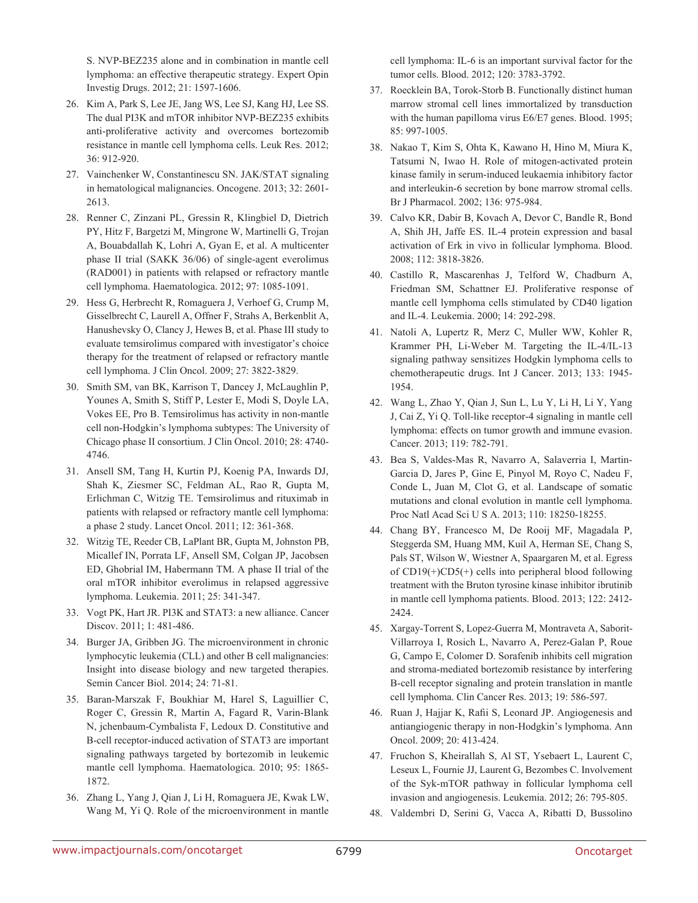S. NVP-BEZ235 alone and in combination in mantle cell lymphoma: an effective therapeutic strategy. Expert Opin Investig Drugs. 2012; 21: 1597-1606.

26. Kim A, Park S, Lee JE, Jang WS, Lee SJ, Kang HJ, Lee SS. The dual PI3K and mTOR inhibitor NVP-BEZ235 exhibits anti-proliferative activity and overcomes bortezomib resistance in mantle cell lymphoma cells. Leuk Res. 2012; 36: 912-920.

27. Vainchenker W, Constantinescu SN. JAK/STAT signaling in hematological malignancies. Oncogene. 2013; 32: 2601-2613.

28. Renner C, Zinzani PL, Gressin R, Klingbiel D, Dietrich PY, Hitz F, Bargetzi M, Mingrone W, Martinelli G, Trojan A, Bouabdallah K, Lohri A, Gyan E, et al. A multicenter phase II trial (SAKK 36/06) of single-agent everolimus (RAD001) in patients with relapsed or refractory mantle cell lymphoma. Haematologica. 2012; 97: 1085-1091.

29. Hess G, Herbrecht R, Romaguera J, Verhoef G, Crump M, Gisselbrecht C, Laurell A, Offner F, Strahs A, Berkenblit A, Hanushevsky O, Clancy J, Hewes B, et al. Phase III study to evaluate temsirolimus compared with investigator's choice therapy for the treatment of relapsed or refractory mantle cell lymphoma. J Clin Oncol. 2009; 27: 3822-3829.

30. Smith SM, van BK, Karrison T, Dancey J, McLaughlin P, Younes A, Smith S, Stiff P, Lester E, Modi S, Doyle LA, Vokes EE, Pro B. Temsirolimus has activity in non-mantle cell non-Hodgkin's lymphoma subtypes: The University of Chicago phase II consortium. J Clin Oncol. 2010; 28: 4740-4746.

31. Ansell SM, Tang H, Kurtin PJ, Koenig PA, Inwards DJ, Shah K, Ziesmer SC, Feldman AL, Rao R, Gupta M, Erlichman C, Witzig TE. Temsirolimus and rituximab in patients with relapsed or refractory mantle cell lymphoma: a phase 2 study. Lancet Oncol. 2011; 12: 361-368.

32. Witzig TE, Reeder CB, LaPlant BR, Gupta M, Johnston PB, Micallef IN, Porrata LF, Ansell SM, Colgan JP, Jacobsen ED, Ghobrial IM, Habermann TM. A phase II trial of the oral mTOR inhibitor everolimus in relapsed aggressive lymphoma. Leukemia. 2011; 25: 341-347.

33. Vogt PK, Hart JR. PI3K and STAT3: a new alliance. Cancer Discov. 2011; 1: 481-486.

34. Burger JA, Gribben JG. The microenvironment in chronic lymphocytic leukemia (CLL) and other B cell malignancies: Insight into disease biology and new targeted therapies. Semin Cancer Biol. 2014; 24: 71-81.

35. Baran-Marszak F, Boukhiar M, Harel S, Laguillier C, Roger C, Gressin R, Martin A, Fagard R, Varin-Blank N, jchenbaum-Cymbalista F, Ledoux D. Constitutive and B-cell receptor-induced activation of STAT3 are important signaling pathways targeted by bortezomib in leukemic mantle cell lymphoma. Haematologica. 2010; 95: 1865-1872.

36. Zhang L, Yang J, Qian J, Li H, Romaguera JE, Kwak LW, Wang M, Yi Q. Role of the microenvironment in mantle cell lymphoma: IL-6 is an important survival factor for the tumor cells. Blood. 2012; 120: 3783-3792.

37. Roecklein BA, Torok-Storb B. Functionally distinct human marrow stromal cell lines immortalized by transduction with the human papilloma virus E6/E7 genes. Blood. 1995; 85: 997-1005.

38. Nakao T, Kim S, Ohta K, Kawano H, Hino M, Miura K, Tatsumi N, Iwao H. Role of mitogen-activated protein kinase family in serum-induced leukaemia inhibitory factor and interleukin-6 secretion by bone marrow stromal cells. Br J Pharmacol. 2002; 136: 975-984.

39. Calvo KR, Dabir B, Kovach A, Devor C, Bandle R, Bond A, Shih JH, Jaffe ES. IL-4 protein expression and basal activation of Erk in vivo in follicular lymphoma. Blood. 2008; 112: 3818-3826.

40. Castillo R, Mascarenhas J, Telford W, Chadburn A, Friedman SM, Schattner EJ. Proliferative response of mantle cell lymphoma cells stimulated by CD40 ligation and IL-4. Leukemia. 2000; 14: 292-298.

41. Natoli A, Lupertz R, Merz C, Muller WW, Kohler R, Krammer PH, Li-Weber M. Targeting the IL-4/IL-13 signaling pathway sensitizes Hodgkin lymphoma cells to chemotherapeutic drugs. Int J Cancer. 2013; 133: 1945-1954.

42. Wang L, Zhao Y, Qian J, Sun L, Lu Y, Li H, Li Y, Yang J, Cai Z, Yi Q. Toll-like receptor-4 signaling in mantle cell lymphoma: effects on tumor growth and immune evasion. Cancer. 2013; 119: 782-791.

43. Bea S, Valdes-Mas R, Navarro A, Salaverria I, Martin-Garcia D, Jares P, Gine E, Pinyol M, Royo C, Nadeu F, Conde L, Juan M, Clot G, et al. Landscape of somatic mutations and clonal evolution in mantle cell lymphoma. Proc Natl Acad Sci U S A. 2013; 110: 18250-18255.

44. Chang BY, Francesco M, De Rooij MF, Magadala P, Steggerda SM, Huang MM, Kuil A, Herman SE, Chang S, Pals ST, Wilson W, Wiestner A, Spaargaren M, et al. Egress of CD19(+)CD5(+) cells into peripheral blood following treatment with the Bruton tyrosine kinase inhibitor ibrutinib in mantle cell lymphoma patients. Blood. 2013; 122: 2412-2424.

45. Xargay-Torrent S, Lopez-Guerra M, Montraveta A, Saborit-Villarroya I, Rosich L, Navarro A, Perez-Galan P, Roue G, Campo E, Colomer D. Sorafenib inhibits cell migration and stroma-mediated bortezomib resistance by interfering B-cell receptor signaling and protein translation in mantle cell lymphoma. Clin Cancer Res. 2013; 19: 586-597.

46. Ruan J, Hajjar K, Rafii S, Leonard JP. Angiogenesis and antiangiogenic therapy in non-Hodgkin's lymphoma. Ann Oncol. 2009; 20: 413-424.

47. Fruchon S, Kheirallah S, Al ST, Ysebaert L, Laurent C, Leseux L, Fournie JJ, Laurent G, Bezombes C. Involvement of the Syk-mTOR pathway in follicular lymphoma cell invasion and angiogenesis. Leukemia. 2012; 26: 795-805.

48. Valdembri D, Serini G, Vacca A, Ribatti D, Bussolino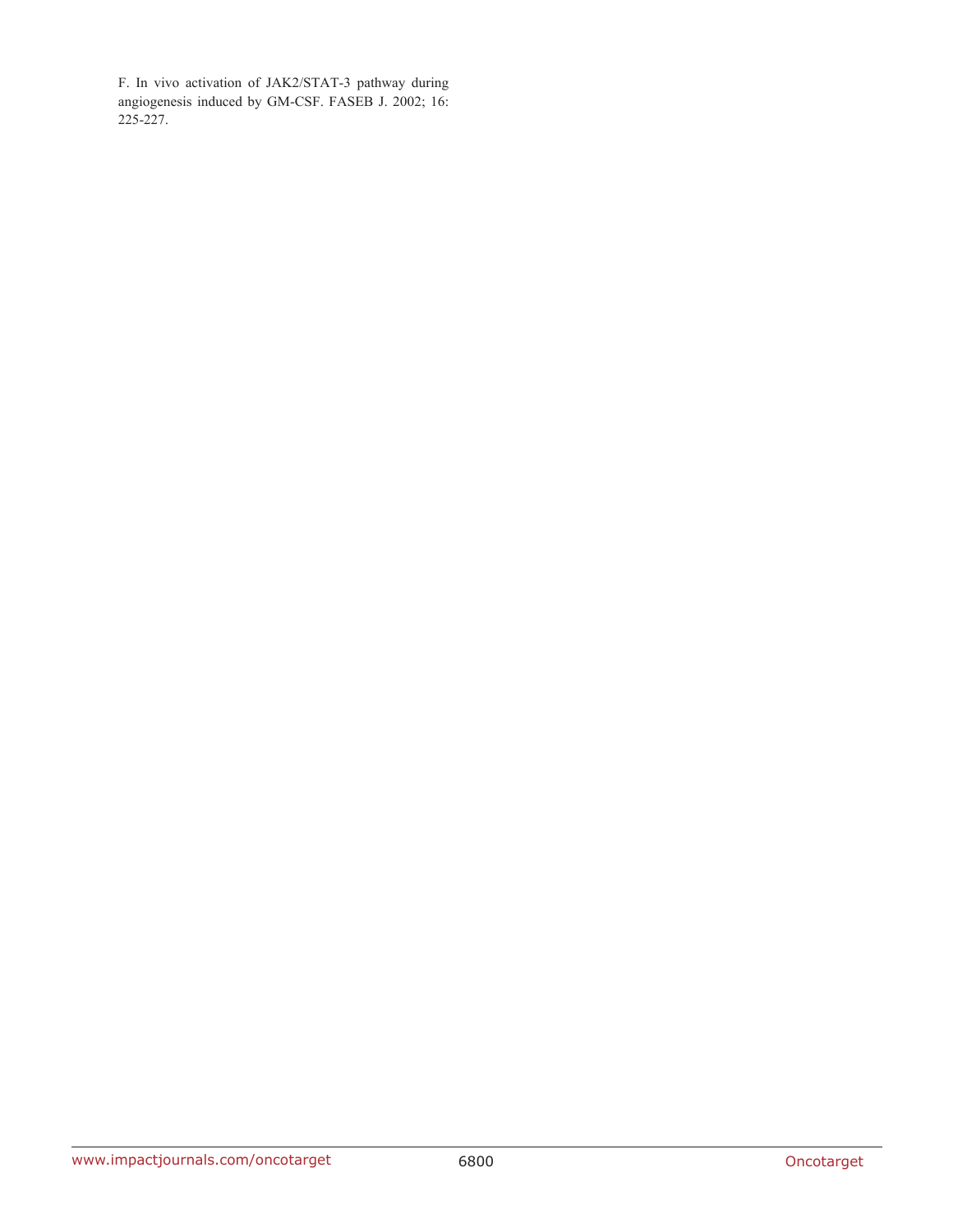F. In vivo activation of JAK2/STAT-3 pathway during angiogenesis induced by GM-CSF. FASEB J. 2002; 16: 225-227.